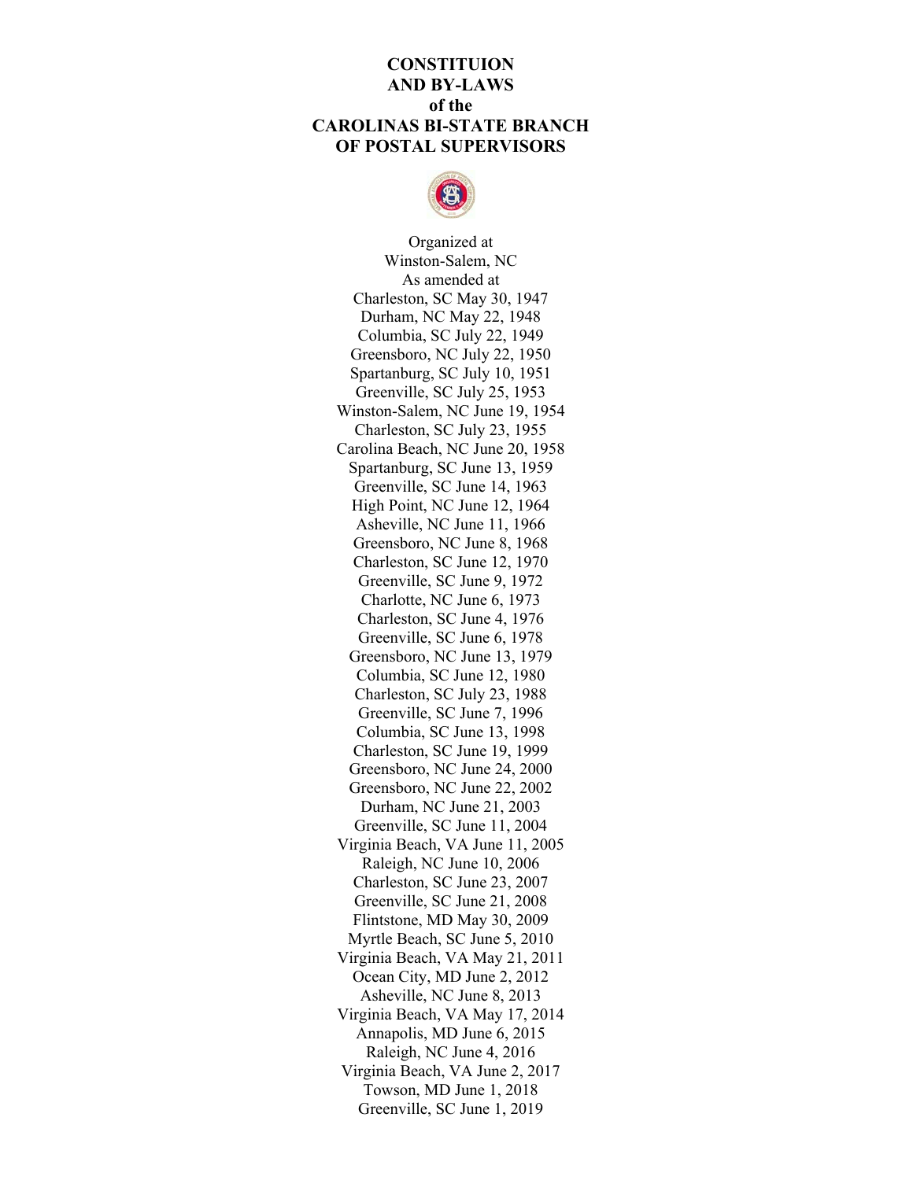# CONSTITUION AND BY-LAWS of the CAROLINAS BI-STATE BRANCH OF POSTAL SUPERVISORS

Organized at
Winston-Salem, NC
As amended at
Charleston, SC May 30, 1947
Durham, NC May 22, 1948
Columbia, SC July 22, 1949
Greensboro, NC July 22, 1950
Spartanburg, SC July 10, 1951
Greenville, SC July 25, 1953
Winston-Salem, NC June 19, 1954
Charleston, SC July 23, 1955
Carolina Beach, NC June 20, 1958
Spartanburg, SC June 13, 1959
Greenville, SC June 14, 1963
High Point, NC June 12, 1964
Asheville, NC June 11, 1966
Greensboro, NC June 8, 1968
Charleston, SC June 12, 1970
Greenville, SC June 9, 1972
Charlotte, NC June 6, 1973
Charleston, SC June 4, 1976
Greenville, SC June 6, 1978
Greensboro, NC June 13, 1979
Columbia, SC June 12, 1980
Charleston, SC July 23, 1988
Greenville, SC June 7, 1996
Columbia, SC June 13, 1998
Charleston, SC June 19, 1999
Greensboro, NC June 24, 2000
Greensboro, NC June 22, 2002
Durham, NC June 21, 2003
Greenville, SC June 11, 2004
Virginia Beach, VA June 11, 2005
Raleigh, NC June 10, 2006
Charleston, SC June 23, 2007
Greenville, SC June 21, 2008
Flintstone, MD May 30, 2009
Myrtle Beach, SC June 5, 2010
Virginia Beach, VA May 21, 2011
Ocean City, MD June 2, 2012
Asheville, NC June 8, 2013
Virginia Beach, VA May 17, 2014
Annapolis, MD June 6, 2015
Raleigh, NC June 4, 2016
Virginia Beach, VA June 2, 2017
Towson, MD June 1, 2018
Greenville, SC June 1, 2019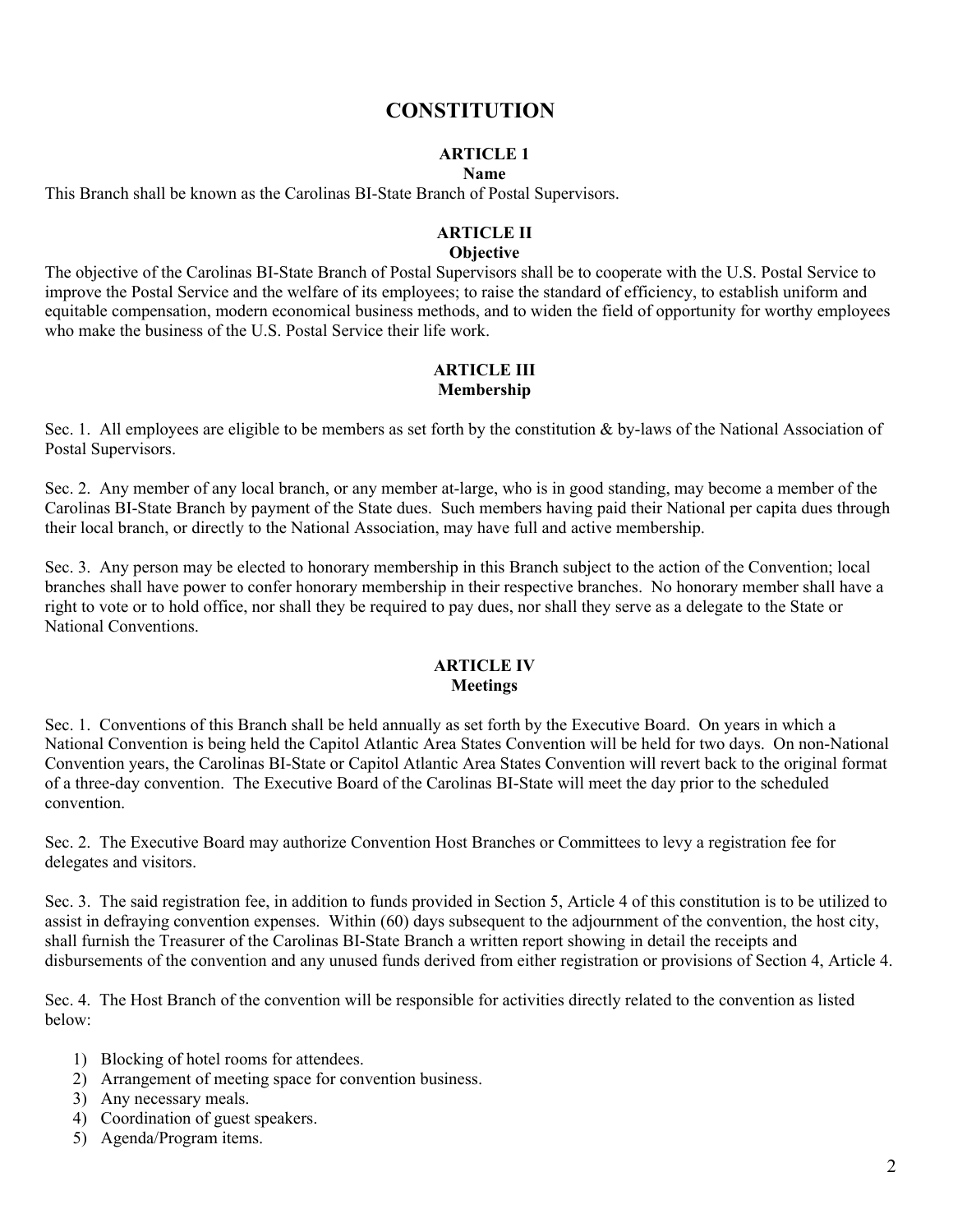# CONSTITUTION

## ARTICLE 1
### Name

This Branch shall be known as the Carolinas BI-State Branch of Postal Supervisors.

## ARTICLE II
### Objective

The objective of the Carolinas BI-State Branch of Postal Supervisors shall be to cooperate with the U.S. Postal Service to improve the Postal Service and the welfare of its employees; to raise the standard of efficiency, to establish uniform and equitable compensation, modern economical business methods, and to widen the field of opportunity for worthy employees who make the business of the U.S. Postal Service their life work.

## ARTICLE III
### Membership

Sec. 1. All employees are eligible to be members as set forth by the constitution & by-laws of the National Association of Postal Supervisors.

Sec. 2. Any member of any local branch, or any member at-large, who is in good standing, may become a member of the Carolinas BI-State Branch by payment of the State dues. Such members having paid their National per capita dues through their local branch, or directly to the National Association, may have full and active membership.

Sec. 3. Any person may be elected to honorary membership in this Branch subject to the action of the Convention; local branches shall have power to confer honorary membership in their respective branches. No honorary member shall have a right to vote or to hold office, nor shall they be required to pay dues, nor shall they serve as a delegate to the State or National Conventions.

## ARTICLE IV
### Meetings

Sec. 1. Conventions of this Branch shall be held annually as set forth by the Executive Board. On years in which a National Convention is being held the Capitol Atlantic Area States Convention will be held for two days. On non-National Convention years, the Carolinas BI-State or Capitol Atlantic Area States Convention will revert back to the original format of a three-day convention. The Executive Board of the Carolinas BI-State will meet the day prior to the scheduled convention.

Sec. 2. The Executive Board may authorize Convention Host Branches or Committees to levy a registration fee for delegates and visitors.

Sec. 3. The said registration fee, in addition to funds provided in Section 5, Article 4 of this constitution is to be utilized to assist in defraying convention expenses. Within (60) days subsequent to the adjournment of the convention, the host city, shall furnish the Treasurer of the Carolinas BI-State Branch a written report showing in detail the receipts and disbursements of the convention and any unused funds derived from either registration or provisions of Section 4, Article 4.

Sec. 4. The Host Branch of the convention will be responsible for activities directly related to the convention as listed below:

1) Blocking of hotel rooms for attendees.
2) Arrangement of meeting space for convention business.
3) Any necessary meals.
4) Coordination of guest speakers.
5) Agenda/Program items.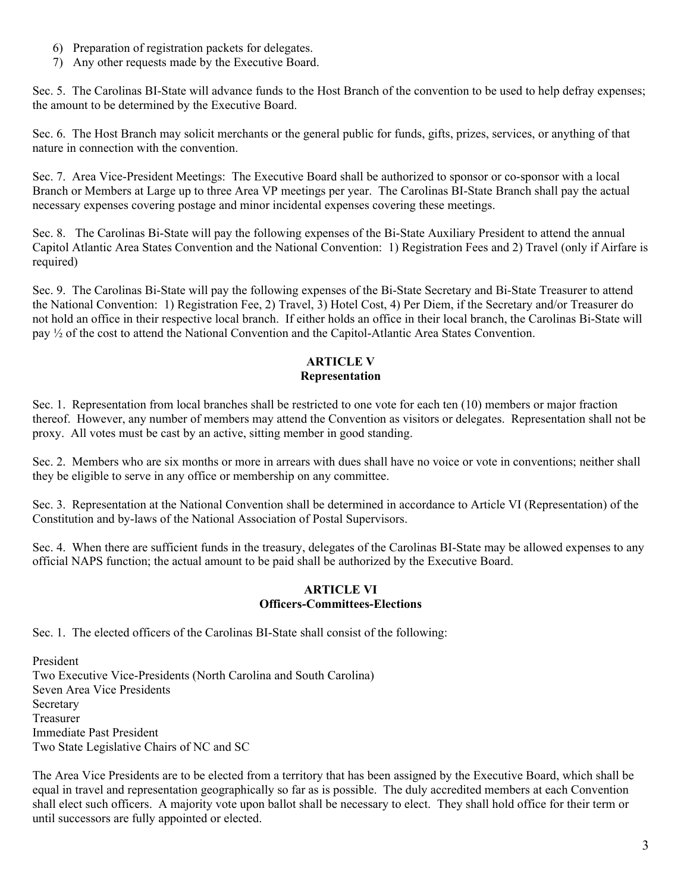6) Preparation of registration packets for delegates.
7) Any other requests made by the Executive Board.

Sec. 5. The Carolinas BI-State will advance funds to the Host Branch of the convention to be used to help defray expenses; the amount to be determined by the Executive Board.

Sec. 6. The Host Branch may solicit merchants or the general public for funds, gifts, prizes, services, or anything of that nature in connection with the convention.

Sec. 7. Area Vice-President Meetings: The Executive Board shall be authorized to sponsor or co-sponsor with a local Branch or Members at Large up to three Area VP meetings per year. The Carolinas BI-State Branch shall pay the actual necessary expenses covering postage and minor incidental expenses covering these meetings.

Sec. 8. The Carolinas Bi-State will pay the following expenses of the Bi-State Auxiliary President to attend the annual Capitol Atlantic Area States Convention and the National Convention: 1) Registration Fees and 2) Travel (only if Airfare is required)

Sec. 9. The Carolinas Bi-State will pay the following expenses of the Bi-State Secretary and Bi-State Treasurer to attend the National Convention: 1) Registration Fee, 2) Travel, 3) Hotel Cost, 4) Per Diem, if the Secretary and/or Treasurer do not hold an office in their respective local branch. If either holds an office in their local branch, the Carolinas Bi-State will pay ½ of the cost to attend the National Convention and the Capitol-Atlantic Area States Convention.

## ARTICLE V
## Representation

Sec. 1. Representation from local branches shall be restricted to one vote for each ten (10) members or major fraction thereof. However, any number of members may attend the Convention as visitors or delegates. Representation shall not be proxy. All votes must be cast by an active, sitting member in good standing.

Sec. 2. Members who are six months or more in arrears with dues shall have no voice or vote in conventions; neither shall they be eligible to serve in any office or membership on any committee.

Sec. 3. Representation at the National Convention shall be determined in accordance to Article VI (Representation) of the Constitution and by-laws of the National Association of Postal Supervisors.

Sec. 4. When there are sufficient funds in the treasury, delegates of the Carolinas BI-State may be allowed expenses to any official NAPS function; the actual amount to be paid shall be authorized by the Executive Board.

## ARTICLE VI
## Officers-Committees-Elections

Sec. 1. The elected officers of the Carolinas BI-State shall consist of the following:

President
Two Executive Vice-Presidents (North Carolina and South Carolina)
Seven Area Vice Presidents
Secretary
Treasurer
Immediate Past President
Two State Legislative Chairs of NC and SC

The Area Vice Presidents are to be elected from a territory that has been assigned by the Executive Board, which shall be equal in travel and representation geographically so far as is possible. The duly accredited members at each Convention shall elect such officers. A majority vote upon ballot shall be necessary to elect. They shall hold office for their term or until successors are fully appointed or elected.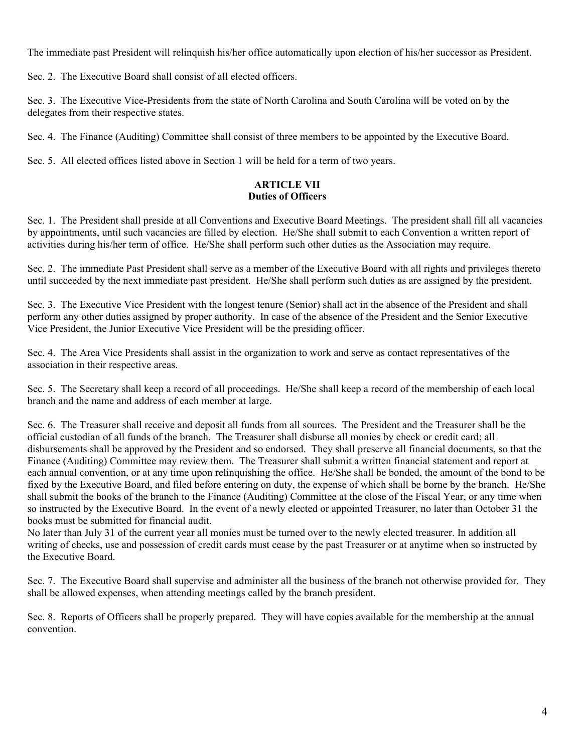The immediate past President will relinquish his/her office automatically upon election of his/her successor as President.

Sec. 2. The Executive Board shall consist of all elected officers.

Sec. 3. The Executive Vice-Presidents from the state of North Carolina and South Carolina will be voted on by the delegates from their respective states.

Sec. 4. The Finance (Auditing) Committee shall consist of three members to be appointed by the Executive Board.

Sec. 5. All elected offices listed above in Section 1 will be held for a term of two years.

## ARTICLE VII
## Duties of Officers

Sec. 1. The President shall preside at all Conventions and Executive Board Meetings. The president shall fill all vacancies by appointments, until such vacancies are filled by election. He/She shall submit to each Convention a written report of activities during his/her term of office. He/She shall perform such other duties as the Association may require.

Sec. 2. The immediate Past President shall serve as a member of the Executive Board with all rights and privileges thereto until succeeded by the next immediate past president. He/She shall perform such duties as are assigned by the president.

Sec. 3. The Executive Vice President with the longest tenure (Senior) shall act in the absence of the President and shall perform any other duties assigned by proper authority. In case of the absence of the President and the Senior Executive Vice President, the Junior Executive Vice President will be the presiding officer.

Sec. 4. The Area Vice Presidents shall assist in the organization to work and serve as contact representatives of the association in their respective areas.

Sec. 5. The Secretary shall keep a record of all proceedings. He/She shall keep a record of the membership of each local branch and the name and address of each member at large.

Sec. 6. The Treasurer shall receive and deposit all funds from all sources. The President and the Treasurer shall be the official custodian of all funds of the branch. The Treasurer shall disburse all monies by check or credit card; all disbursements shall be approved by the President and so endorsed. They shall preserve all financial documents, so that the Finance (Auditing) Committee may review them. The Treasurer shall submit a written financial statement and report at each annual convention, or at any time upon relinquishing the office. He/She shall be bonded, the amount of the bond to be fixed by the Executive Board, and filed before entering on duty, the expense of which shall be borne by the branch. He/She shall submit the books of the branch to the Finance (Auditing) Committee at the close of the Fiscal Year, or any time when so instructed by the Executive Board. In the event of a newly elected or appointed Treasurer, no later than October 31 the books must be submitted for financial audit.
No later than July 31 of the current year all monies must be turned over to the newly elected treasurer. In addition all writing of checks, use and possession of credit cards must cease by the past Treasurer or at anytime when so instructed by the Executive Board.

Sec. 7. The Executive Board shall supervise and administer all the business of the branch not otherwise provided for. They shall be allowed expenses, when attending meetings called by the branch president.

Sec. 8. Reports of Officers shall be properly prepared. They will have copies available for the membership at the annual convention.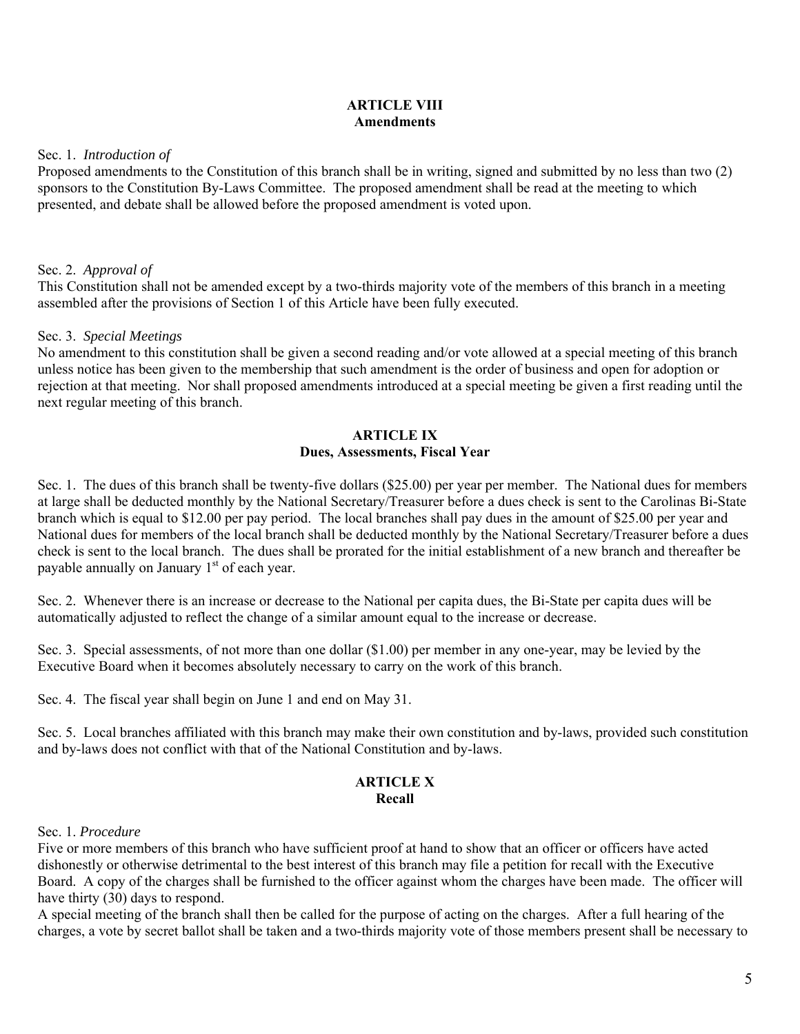## ARTICLE VIII
## Amendments

Sec. 1. *Introduction of*
Proposed amendments to the Constitution of this branch shall be in writing, signed and submitted by no less than two (2) sponsors to the Constitution By-Laws Committee. The proposed amendment shall be read at the meeting to which presented, and debate shall be allowed before the proposed amendment is voted upon.

Sec. 2. *Approval of*
This Constitution shall not be amended except by a two-thirds majority vote of the members of this branch in a meeting assembled after the provisions of Section 1 of this Article have been fully executed.

Sec. 3. *Special Meetings*
No amendment to this constitution shall be given a second reading and/or vote allowed at a special meeting of this branch unless notice has been given to the membership that such amendment is the order of business and open for adoption or rejection at that meeting. Nor shall proposed amendments introduced at a special meeting be given a first reading until the next regular meeting of this branch.

## ARTICLE IX
## Dues, Assessments, Fiscal Year

Sec. 1. The dues of this branch shall be twenty-five dollars ($25.00) per year per member. The National dues for members at large shall be deducted monthly by the National Secretary/Treasurer before a dues check is sent to the Carolinas Bi-State branch which is equal to $12.00 per pay period. The local branches shall pay dues in the amount of $25.00 per year and National dues for members of the local branch shall be deducted monthly by the National Secretary/Treasurer before a dues check is sent to the local branch. The dues shall be prorated for the initial establishment of a new branch and thereafter be payable annually on January 1st of each year.

Sec. 2. Whenever there is an increase or decrease to the National per capita dues, the Bi-State per capita dues will be automatically adjusted to reflect the change of a similar amount equal to the increase or decrease.

Sec. 3. Special assessments, of not more than one dollar ($1.00) per member in any one-year, may be levied by the Executive Board when it becomes absolutely necessary to carry on the work of this branch.

Sec. 4. The fiscal year shall begin on June 1 and end on May 31.

Sec. 5. Local branches affiliated with this branch may make their own constitution and by-laws, provided such constitution and by-laws does not conflict with that of the National Constitution and by-laws.

## ARTICLE X
## Recall

Sec. 1. *Procedure*
Five or more members of this branch who have sufficient proof at hand to show that an officer or officers have acted dishonestly or otherwise detrimental to the best interest of this branch may file a petition for recall with the Executive Board. A copy of the charges shall be furnished to the officer against whom the charges have been made. The officer will have thirty (30) days to respond.
A special meeting of the branch shall then be called for the purpose of acting on the charges. After a full hearing of the charges, a vote by secret ballot shall be taken and a two-thirds majority vote of those members present shall be necessary to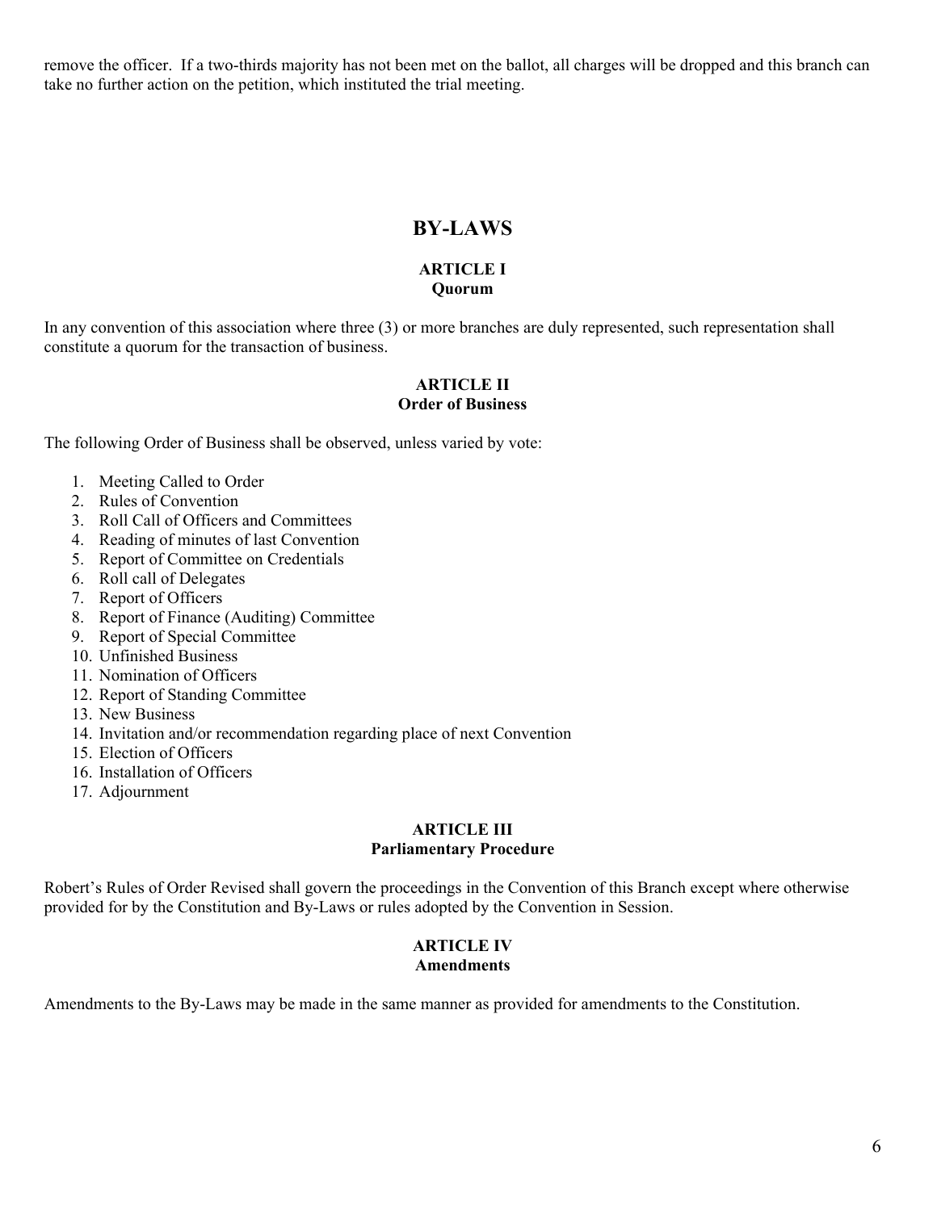remove the officer. If a two-thirds majority has not been met on the ballot, all charges will be dropped and this branch can take no further action on the petition, which instituted the trial meeting.

# BY-LAWS

### ARTICLE I
### Quorum

In any convention of this association where three (3) or more branches are duly represented, such representation shall constitute a quorum for the transaction of business.

### ARTICLE II
### Order of Business

The following Order of Business shall be observed, unless varied by vote:

1. Meeting Called to Order
2. Rules of Convention
3. Roll Call of Officers and Committees
4. Reading of minutes of last Convention
5. Report of Committee on Credentials
6. Roll call of Delegates
7. Report of Officers
8. Report of Finance (Auditing) Committee
9. Report of Special Committee
10. Unfinished Business
11. Nomination of Officers
12. Report of Standing Committee
13. New Business
14. Invitation and/or recommendation regarding place of next Convention
15. Election of Officers
16. Installation of Officers
17. Adjournment

### ARTICLE III
### Parliamentary Procedure

Robert's Rules of Order Revised shall govern the proceedings in the Convention of this Branch except where otherwise provided for by the Constitution and By-Laws or rules adopted by the Convention in Session.

### ARTICLE IV
### Amendments

Amendments to the By-Laws may be made in the same manner as provided for amendments to the Constitution.